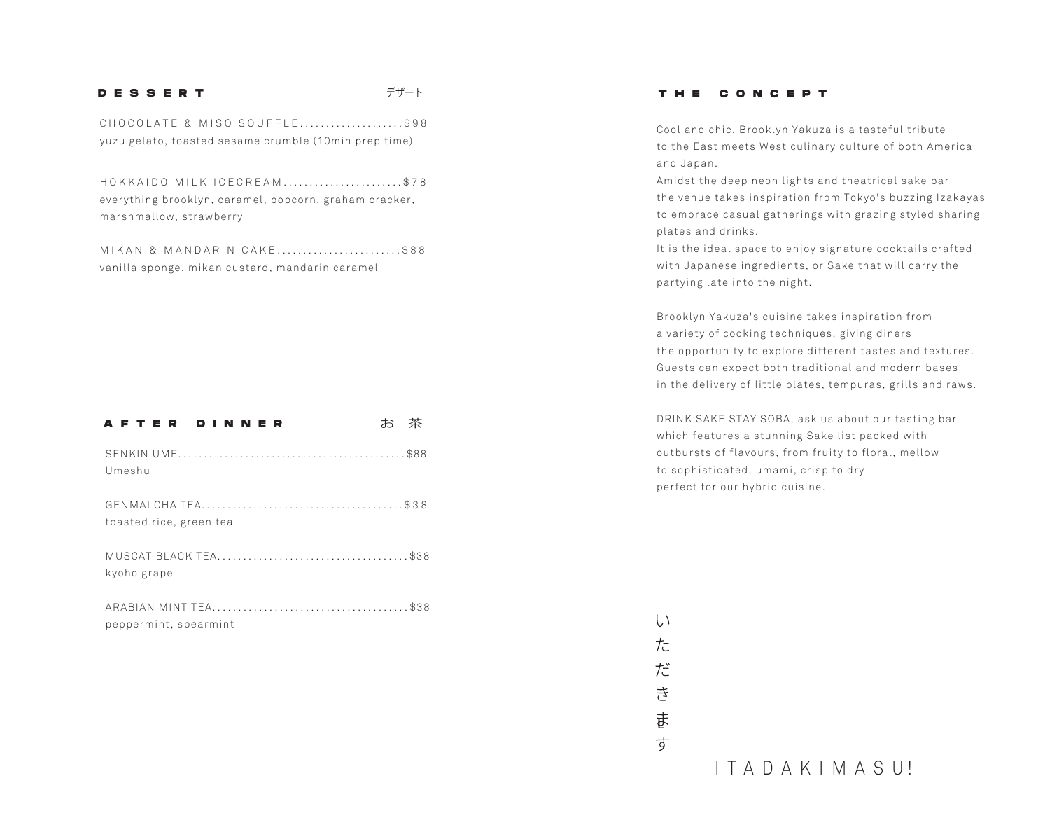## DESSERT デザート

CHOCOLATE & MISO SOUFFLE....................$98
yuzu gelato, toasted sesame crumble (10min prep time)

HOKKAIDO MILK ICECREAM.......................$78
everything brooklyn, caramel, popcorn, graham cracker, marshmallow, strawberry

MIKAN & MANDARIN CAKE........................$88
vanilla sponge, mikan custard, mandarin caramel

## AFTER DINNER お 茶

SENKIN UME...........................................$88
Umeshu

GENMAI CHA TEA......................................$38
toasted rice, green tea

MUSCAT BLACK TEA....................................$38
kyoho grape

ARABIAN MINT TEA.....................................$38
peppermint, spearmint

## THE CONCEPT

Cool and chic, Brooklyn Yakuza is a tasteful tribute to the East meets West culinary culture of both America and Japan.
Amidst the deep neon lights and theatrical sake bar the venue takes inspiration from Tokyo's buzzing Izakayas to embrace casual gatherings with grazing styled sharing plates and drinks.
It is the ideal space to enjoy signature cocktails crafted with Japanese ingredients, or Sake that will carry the partying late into the night.

Brooklyn Yakuza's cuisine takes inspiration from a variety of cooking techniques, giving diners the opportunity to explore different tastes and textures. Guests can expect both traditional and modern bases in the delivery of little plates, tempuras, grills and raws.

DRINK SAKE STAY SOBA, ask us about our tasting bar which features a stunning Sake list packed with outbursts of flavours, from fruity to floral, mellow to sophisticated, umami, crisp to dry perfect for our hybrid cuisine.

いただきます

ITADAKIMASU!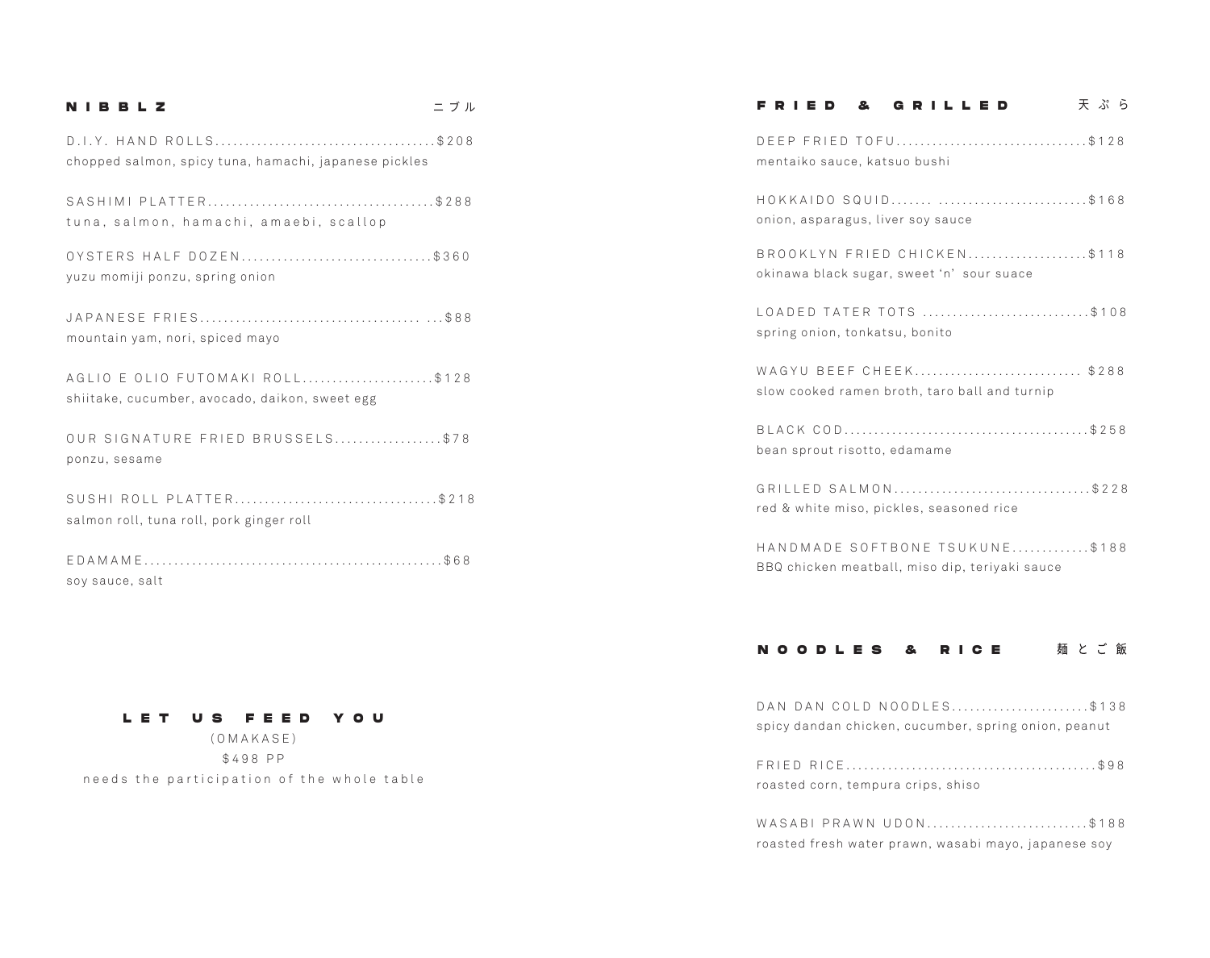## NIBBLZ ニブル

D.I.Y. HAND ROLLS....................................$208
chopped salmon, spicy tuna, hamachi, japanese pickles

SASHIMI PLATTER.....................................$288
tuna, salmon, hamachi, amaebi, scallop

OYSTERS HALF DOZEN................................$360
yuzu momiji ponzu, spring onion

JAPANESE FRIES..................................... ...$88
mountain yam, nori, spiced mayo

AGLIO E OLIO FUTOMAKI ROLL......................$128
shiitake, cucumber, avocado, daikon, sweet egg

OUR SIGNATURE FRIED BRUSSELS..................$78
ponzu, sesame

SUSHI ROLL PLATTER.................................$218
salmon roll, tuna roll, pork ginger roll

EDAMAME.................................................$68
soy sauce, salt

## LET US FEED YOU

(OMAKASE)

$498 PP

needs the participation of the whole table

## FRIED & GRILLED 天ぷら

DEEP FRIED TOFU...............................$128
mentaiko sauce, katsuo bushi

HOKKAIDO SQUID....... .........................$168
onion, asparagus, liver soy sauce

BROOKLYN FRIED CHICKEN...................$118
okinawa black sugar, sweet 'n' sour suace

LOADED TATER TOTS ............................$108
spring onion, tonkatsu, bonito

WAGYU BEEF CHEEK............................ $288
slow cooked ramen broth, taro ball and turnip

BLACK COD........................................$258
bean sprout risotto, edamame

GRILLED SALMON................................$228
red & white miso, pickles, seasoned rice

HANDMADE SOFTBONE TSUKUNE.............$188
BBQ chicken meatball, miso dip, teriyaki sauce

## NOODLES & RICE 麺とご飯

DAN DAN COLD NOODLES.......................$138
spicy dandan chicken, cucumber, spring onion, peanut

FRIED RICE.........................................$98
roasted corn, tempura crips, shiso

WASABI PRAWN UDON...........................$188
roasted fresh water prawn, wasabi mayo, japanese soy